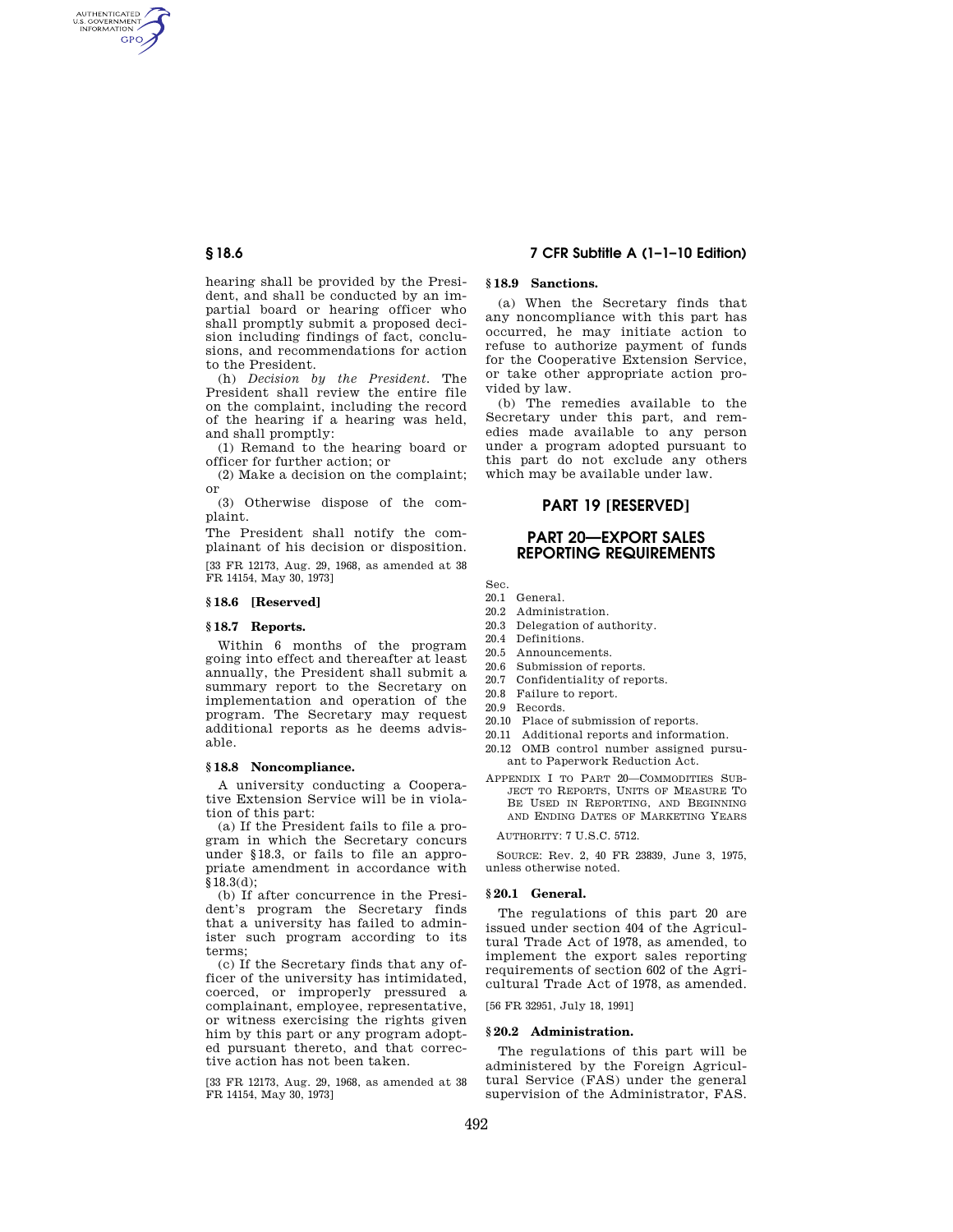hearing shall be provided by the President, and shall be conducted by an impartial board or hearing officer who shall promptly submit a proposed decision including findings of fact, conclusions, and recommendations for action to the President.

(h) *Decision by the President.* The President shall review the entire file on the complaint, including the record of the hearing if a hearing was held, and shall promptly:

(1) Remand to the hearing board or officer for further action; or

(2) Make a decision on the complaint; or

(3) Otherwise dispose of the complaint.

The President shall notify the complainant of his decision or disposition.

[33 FR 12173, Aug. 29, 1968, as amended at 38 FR 14154, May 30, 1973]

### § 18.6 [Reserved]

### § 18.7 Reports.

Within 6 months of the program going into effect and thereafter at least annually, the President shall submit a summary report to the Secretary on implementation and operation of the program. The Secretary may request additional reports as he deems advisable.

### § 18.8 Noncompliance.

A university conducting a Cooperative Extension Service will be in violation of this part:

(a) If the President fails to file a program in which the Secretary concurs under §18.3, or fails to file an appropriate amendment in accordance with §18.3(d);

(b) If after concurrence in the President's program the Secretary finds that a university has failed to administer such program according to its terms;

(c) If the Secretary finds that any officer of the university has intimidated, coerced, or improperly pressured a complainant, employee, representative, or witness exercising the rights given him by this part or any program adopted pursuant thereto, and that corrective action has not been taken.

[33 FR 12173, Aug. 29, 1968, as amended at 38 FR 14154, May 30, 1973]

### § 18.9 Sanctions.

(a) When the Secretary finds that any noncompliance with this part has occurred, he may initiate action to refuse to authorize payment of funds for the Cooperative Extension Service, or take other appropriate action provided by law.

(b) The remedies available to the Secretary under this part, and remedies made available to any person under a program adopted pursuant to this part do not exclude any others which may be available under law.

## PART 19 [RESERVED]

## PART 20—EXPORT SALES REPORTING REQUIREMENTS

Sec.
- 20.1 General.
- 20.2 Administration.
- 20.3 Delegation of authority.
- 20.4 Definitions.
- 20.5 Announcements.
- 20.6 Submission of reports.
- 20.7 Confidentiality of reports.
- 20.8 Failure to report.
- 20.9 Records.
- 20.10 Place of submission of reports.
- 20.11 Additional reports and information.
- 20.12 OMB control number assigned pursuant to Paperwork Reduction Act.

APPENDIX I TO PART 20—COMMODITIES SUBJECT TO REPORTS, UNITS OF MEASURE TO BE USED IN REPORTING, AND BEGINNING AND ENDING DATES OF MARKETING YEARS

AUTHORITY: 7 U.S.C. 5712.

SOURCE: Rev. 2, 40 FR 23839, June 3, 1975, unless otherwise noted.

### § 20.1 General.

The regulations of this part 20 are issued under section 404 of the Agricultural Trade Act of 1978, as amended, to implement the export sales reporting requirements of section 602 of the Agricultural Trade Act of 1978, as amended.

[56 FR 32951, July 18, 1991]

### § 20.2 Administration.

The regulations of this part will be administered by the Foreign Agricultural Service (FAS) under the general supervision of the Administrator, FAS.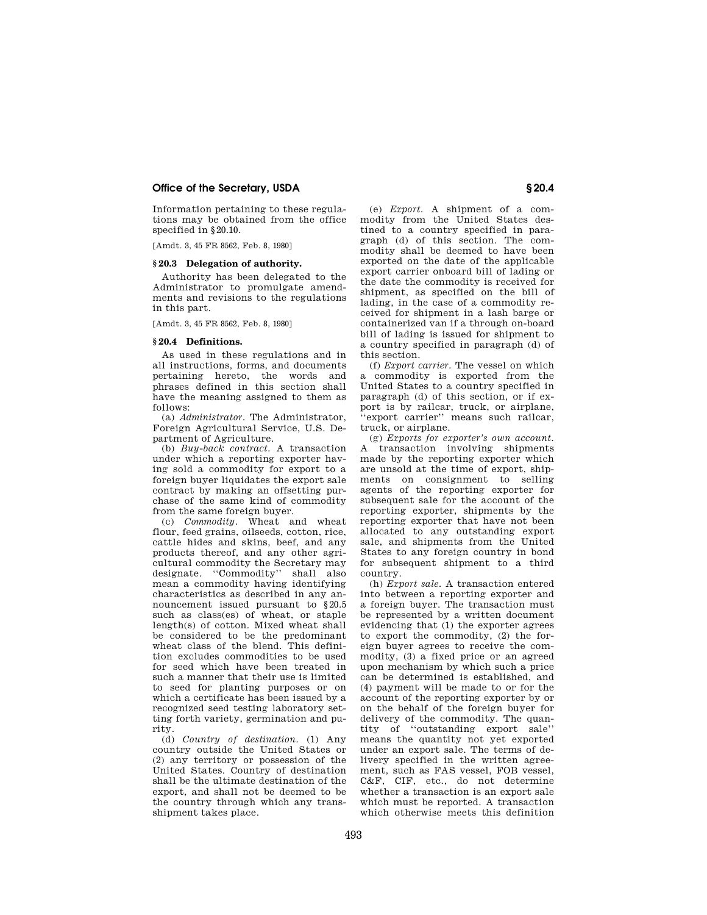Information pertaining to these regulations may be obtained from the office specified in §20.10.

[Amdt. 3, 45 FR 8562, Feb. 8, 1980]

### § 20.3 Delegation of authority.

Authority has been delegated to the Administrator to promulgate amendments and revisions to the regulations in this part.

[Amdt. 3, 45 FR 8562, Feb. 8, 1980]

### § 20.4 Definitions.

As used in these regulations and in all instructions, forms, and documents pertaining hereto, the words and phrases defined in this section shall have the meaning assigned to them as follows:

(a) *Administrator.* The Administrator, Foreign Agricultural Service, U.S. Department of Agriculture.

(b) *Buy-back contract.* A transaction under which a reporting exporter having sold a commodity for export to a foreign buyer liquidates the export sale contract by making an offsetting purchase of the same kind of commodity from the same foreign buyer.

(c) *Commodity.* Wheat and wheat flour, feed grains, oilseeds, cotton, rice, cattle hides and skins, beef, and any products thereof, and any other agricultural commodity the Secretary may designate. ''Commodity'' shall also mean a commodity having identifying characteristics as described in any announcement issued pursuant to §20.5 such as class(es) of wheat, or staple length(s) of cotton. Mixed wheat shall be considered to be the predominant wheat class of the blend. This definition excludes commodities to be used for seed which have been treated in such a manner that their use is limited to seed for planting purposes or on which a certificate has been issued by a recognized seed testing laboratory setting forth variety, germination and purity.

(d) *Country of destination.* (1) Any country outside the United States or (2) any territory or possession of the United States. Country of destination shall be the ultimate destination of the export, and shall not be deemed to be the country through which any transshipment takes place.

(e) *Export.* A shipment of a commodity from the United States destined to a country specified in paragraph (d) of this section. The commodity shall be deemed to have been exported on the date of the applicable export carrier onboard bill of lading or the date the commodity is received for shipment, as specified on the bill of lading, in the case of a commodity received for shipment in a lash barge or containerized van if a through on-board bill of lading is issued for shipment to a country specified in paragraph (d) of this section.

(f) *Export carrier.* The vessel on which a commodity is exported from the United States to a country specified in paragraph (d) of this section, or if export is by railcar, truck, or airplane, ''export carrier'' means such railcar, truck, or airplane.

(g) *Exports for exporter's own account.* A transaction involving shipments made by the reporting exporter which are unsold at the time of export, shipments on consignment to selling agents of the reporting exporter for subsequent sale for the account of the reporting exporter, shipments by the reporting exporter that have not been allocated to any outstanding export sale, and shipments from the United States to any foreign country in bond for subsequent shipment to a third country.

(h) *Export sale.* A transaction entered into between a reporting exporter and a foreign buyer. The transaction must be represented by a written document evidencing that (1) the exporter agrees to export the commodity, (2) the foreign buyer agrees to receive the commodity, (3) a fixed price or an agreed upon mechanism by which such a price can be determined is established, and (4) payment will be made to or for the account of the reporting exporter by or on the behalf of the foreign buyer for delivery of the commodity. The quantity of ''outstanding export sale'' means the quantity not yet exported under an export sale. The terms of delivery specified in the written agreement, such as FAS vessel, FOB vessel, C&F, CIF, etc., do not determine whether a transaction is an export sale which must be reported. A transaction which otherwise meets this definition